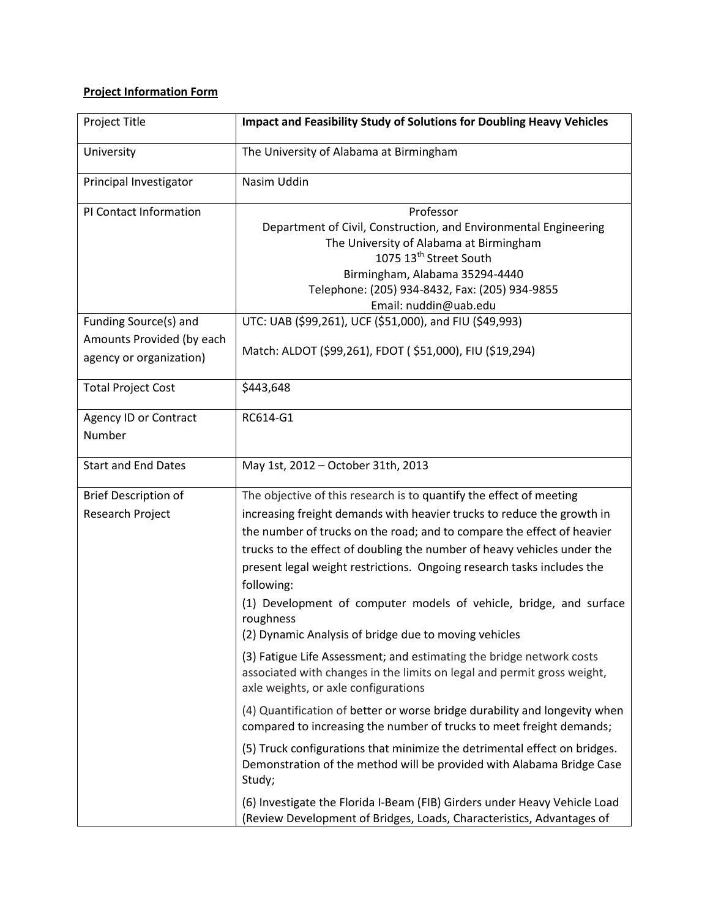**Project Information Form**

| Project Title | **Impact and Feasibility Study of Solutions for Doubling Heavy Vehicles** |
|---|---|
| University | The University of Alabama at Birmingham |
| Principal Investigator | Nasim Uddin |
| PI Contact Information | Professor<br>Department of Civil, Construction, and Environmental Engineering<br>The University of Alabama at Birmingham<br>1075 13th Street South<br>Birmingham, Alabama 35294-4440<br>Telephone: (205) 934-8432, Fax: (205) 934-9855<br>Email: nuddin@uab.edu |
| Funding Source(s) and Amounts Provided (by each agency or organization) | UTC: UAB ($99,261), UCF ($51,000), and FIU ($49,993)<br><br>Match: ALDOT ($99,261), FDOT ( $51,000), FIU ($19,294) |
| Total Project Cost | $443,648 |
| Agency ID or Contract Number | RC614-G1 |
| Start and End Dates | May 1st, 2012 – October 31th, 2013 |
| Brief Description of Research Project | The objective of this research is to quantify the effect of meeting increasing freight demands with heavier trucks to reduce the growth in the number of trucks on the road; and to compare the effect of heavier trucks to the effect of doubling the number of heavy vehicles under the present legal weight restrictions. Ongoing research tasks includes the following:<br>(1) Development of computer models of vehicle, bridge, and surface roughness<br>(2) Dynamic Analysis of bridge due to moving vehicles<br><br>(3) Fatigue Life Assessment; and estimating the bridge network costs associated with changes in the limits on legal and permit gross weight, axle weights, or axle configurations<br><br>(4) Quantification of better or worse bridge durability and longevity when compared to increasing the number of trucks to meet freight demands;<br><br>(5) Truck configurations that minimize the detrimental effect on bridges. Demonstration of the method will be provided with Alabama Bridge Case Study;<br><br>(6) Investigate the Florida I-Beam (FIB) Girders under Heavy Vehicle Load (Review Development of Bridges, Loads, Characteristics, Advantages of |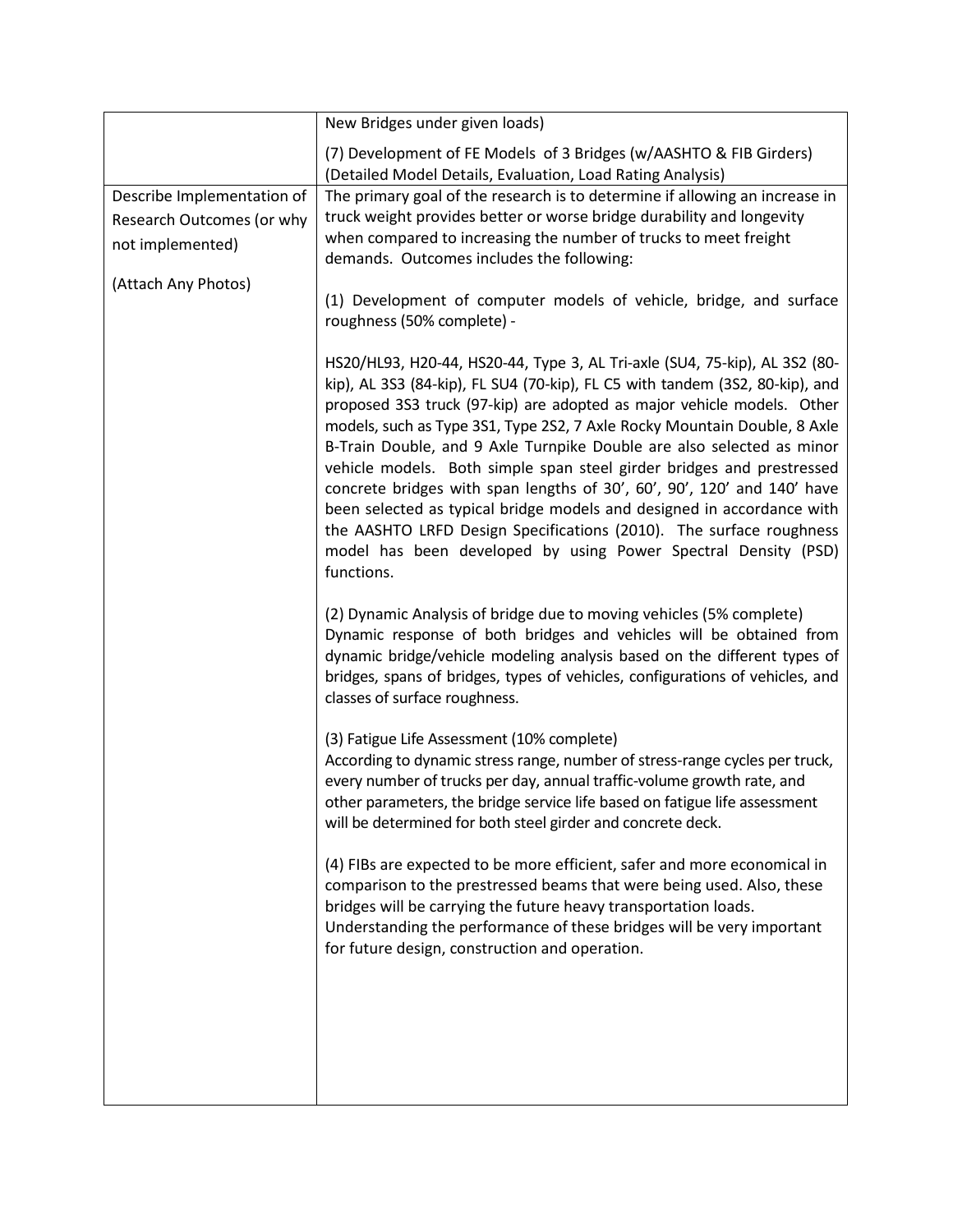| | |
|---|---|
| | New Bridges under given loads)<br><br>(7) Development of FE Models of 3 Bridges (w/AASHTO & FIB Girders) (Detailed Model Details, Evaluation, Load Rating Analysis) |
| Describe Implementation of Research Outcomes (or why not implemented)<br><br>(Attach Any Photos) | The primary goal of the research is to determine if allowing an increase in truck weight provides better or worse bridge durability and longevity when compared to increasing the number of trucks to meet freight demands. Outcomes includes the following:<br><br>(1) Development of computer models of vehicle, bridge, and surface roughness (50% complete) -<br><br>HS20/HL93, H20-44, HS20-44, Type 3, AL Tri-axle (SU4, 75-kip), AL 3S2 (80-kip), AL 3S3 (84-kip), FL SU4 (70-kip), FL C5 with tandem (3S2, 80-kip), and proposed 3S3 truck (97-kip) are adopted as major vehicle models. Other models, such as Type 3S1, Type 2S2, 7 Axle Rocky Mountain Double, 8 Axle B-Train Double, and 9 Axle Turnpike Double are also selected as minor vehicle models. Both simple span steel girder bridges and prestressed concrete bridges with span lengths of 30', 60', 90', 120' and 140' have been selected as typical bridge models and designed in accordance with the AASHTO LRFD Design Specifications (2010). The surface roughness model has been developed by using Power Spectral Density (PSD) functions.<br><br>(2) Dynamic Analysis of bridge due to moving vehicles (5% complete)<br>Dynamic response of both bridges and vehicles will be obtained from dynamic bridge/vehicle modeling analysis based on the different types of bridges, spans of bridges, types of vehicles, configurations of vehicles, and classes of surface roughness.<br><br>(3) Fatigue Life Assessment (10% complete)<br>According to dynamic stress range, number of stress-range cycles per truck, every number of trucks per day, annual traffic-volume growth rate, and other parameters, the bridge service life based on fatigue life assessment will be determined for both steel girder and concrete deck.<br><br>(4) FIBs are expected to be more efficient, safer and more economical in comparison to the prestressed beams that were being used. Also, these bridges will be carrying the future heavy transportation loads. Understanding the performance of these bridges will be very important for future design, construction and operation. |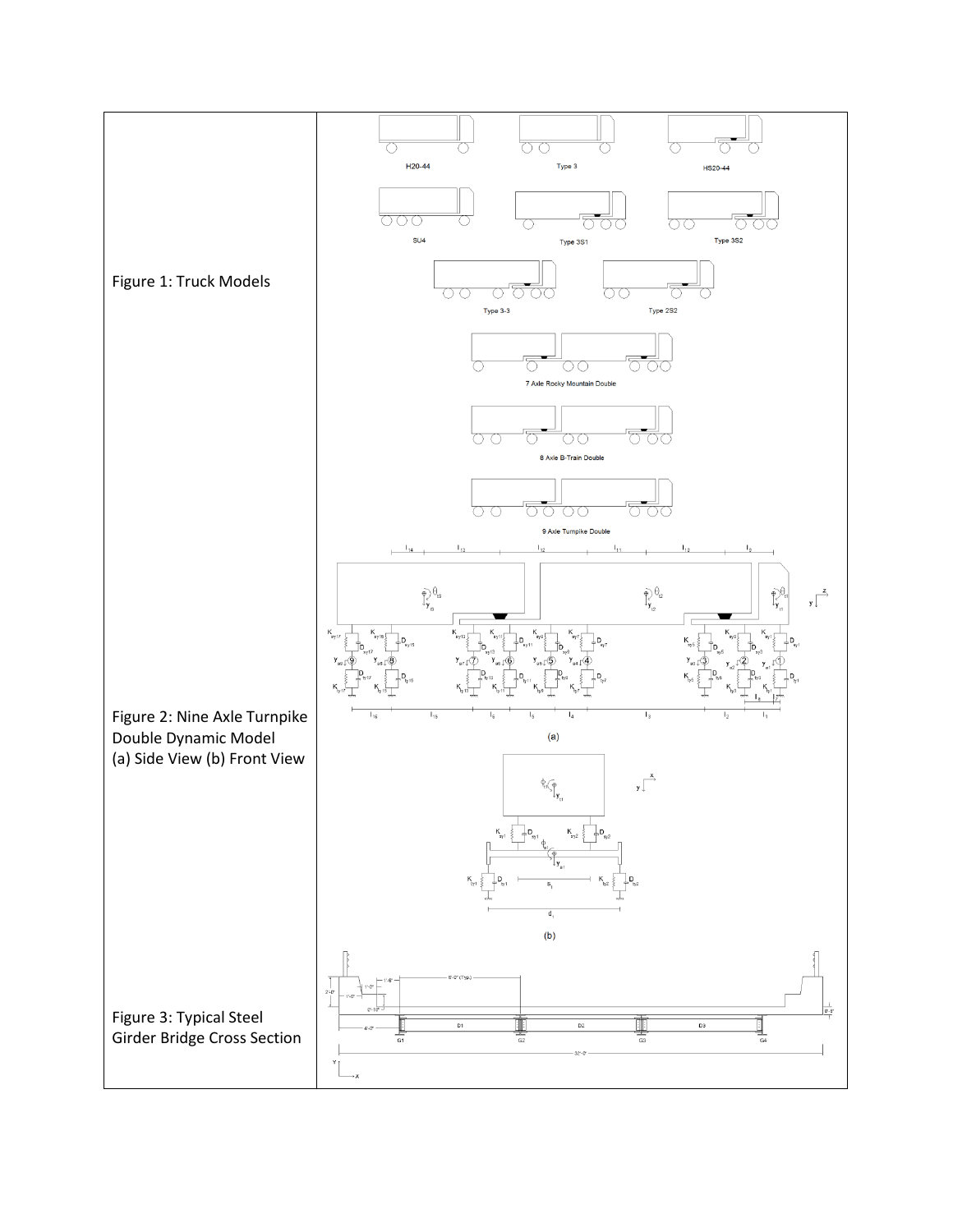| | |
|---|---|
| Figure 1: Truck Models | |
| Figure 2: Nine Axle Turnpike Double Dynamic Model (a) Side View (b) Front View | |
| Figure 3: Typical Steel Girder Bridge Cross Section | |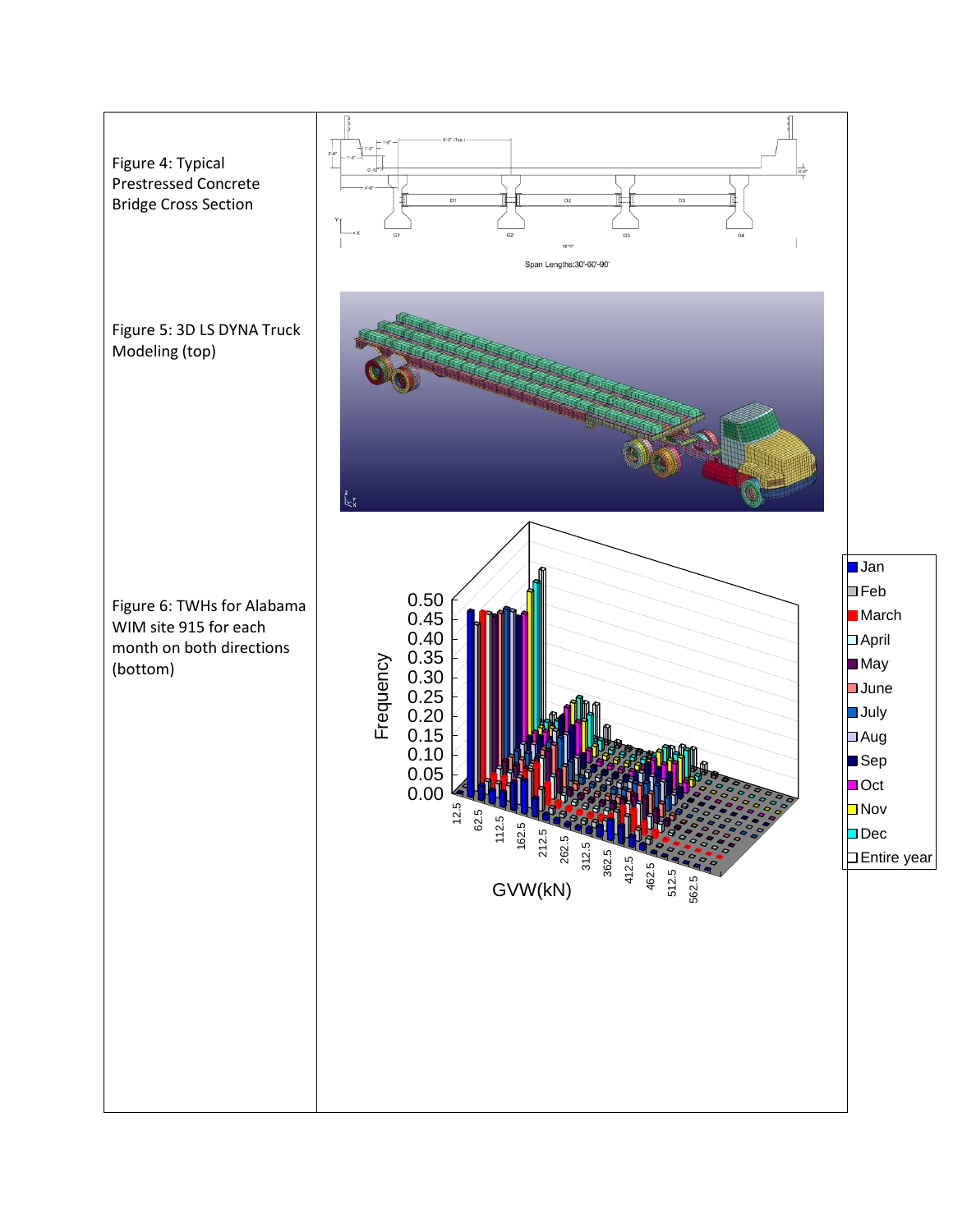Figure 4: Typical Prestressed Concrete Bridge Cross Section

Figure 5: 3D LS DYNA Truck Modeling (top)

Figure 6: TWHs for Alabama WIM site 915 for each month on both directions (bottom)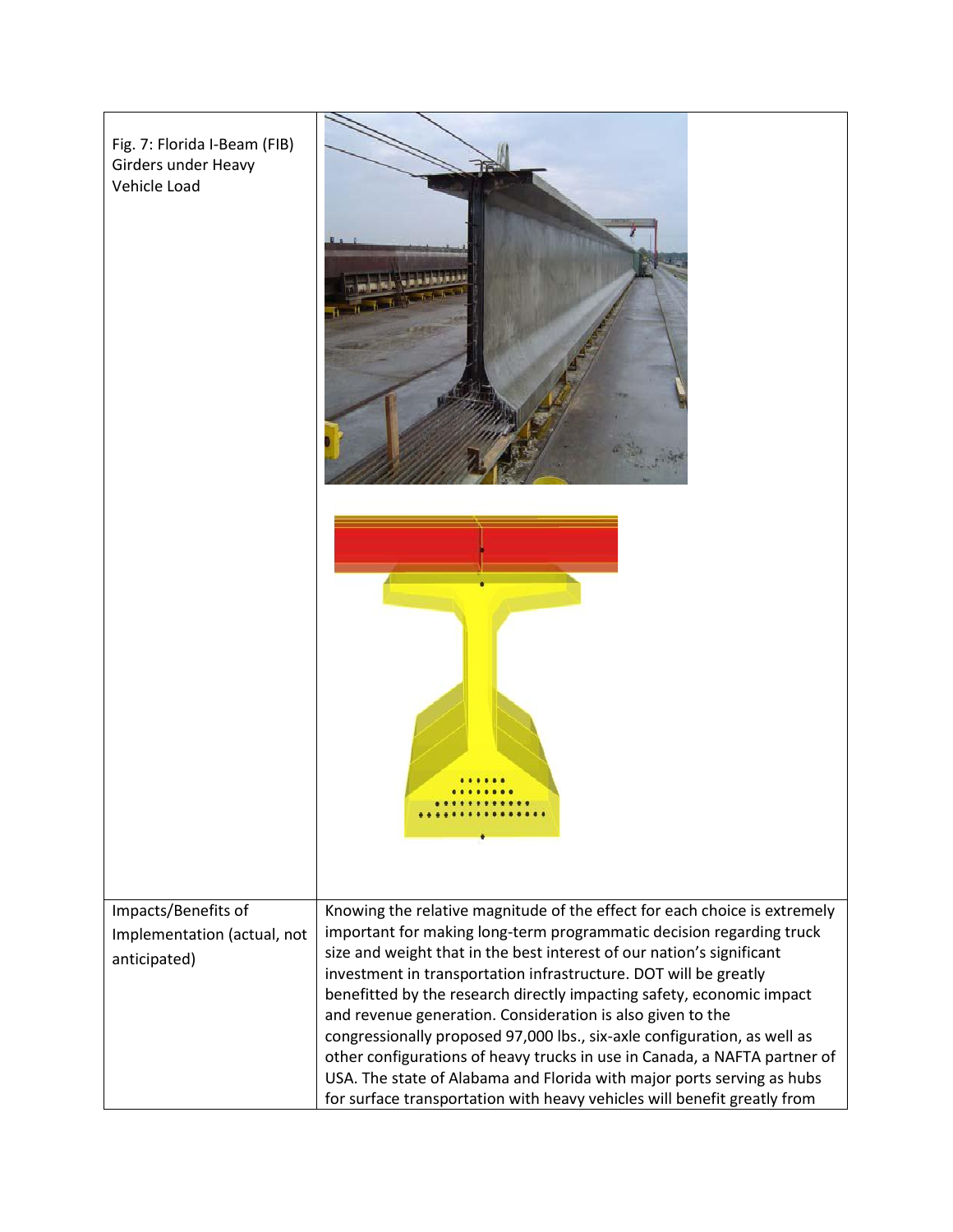| | |
|---|---|
| Fig. 7: Florida I-Beam (FIB) Girders under Heavy Vehicle Load | |
| Impacts/Benefits of Implementation (actual, not anticipated) | Knowing the relative magnitude of the effect for each choice is extremely important for making long-term programmatic decision regarding truck size and weight that in the best interest of our nation's significant investment in transportation infrastructure. DOT will be greatly benefitted by the research directly impacting safety, economic impact and revenue generation. Consideration is also given to the congressionally proposed 97,000 lbs., six-axle configuration, as well as other configurations of heavy trucks in use in Canada, a NAFTA partner of USA. The state of Alabama and Florida with major ports serving as hubs for surface transportation with heavy vehicles will benefit greatly from |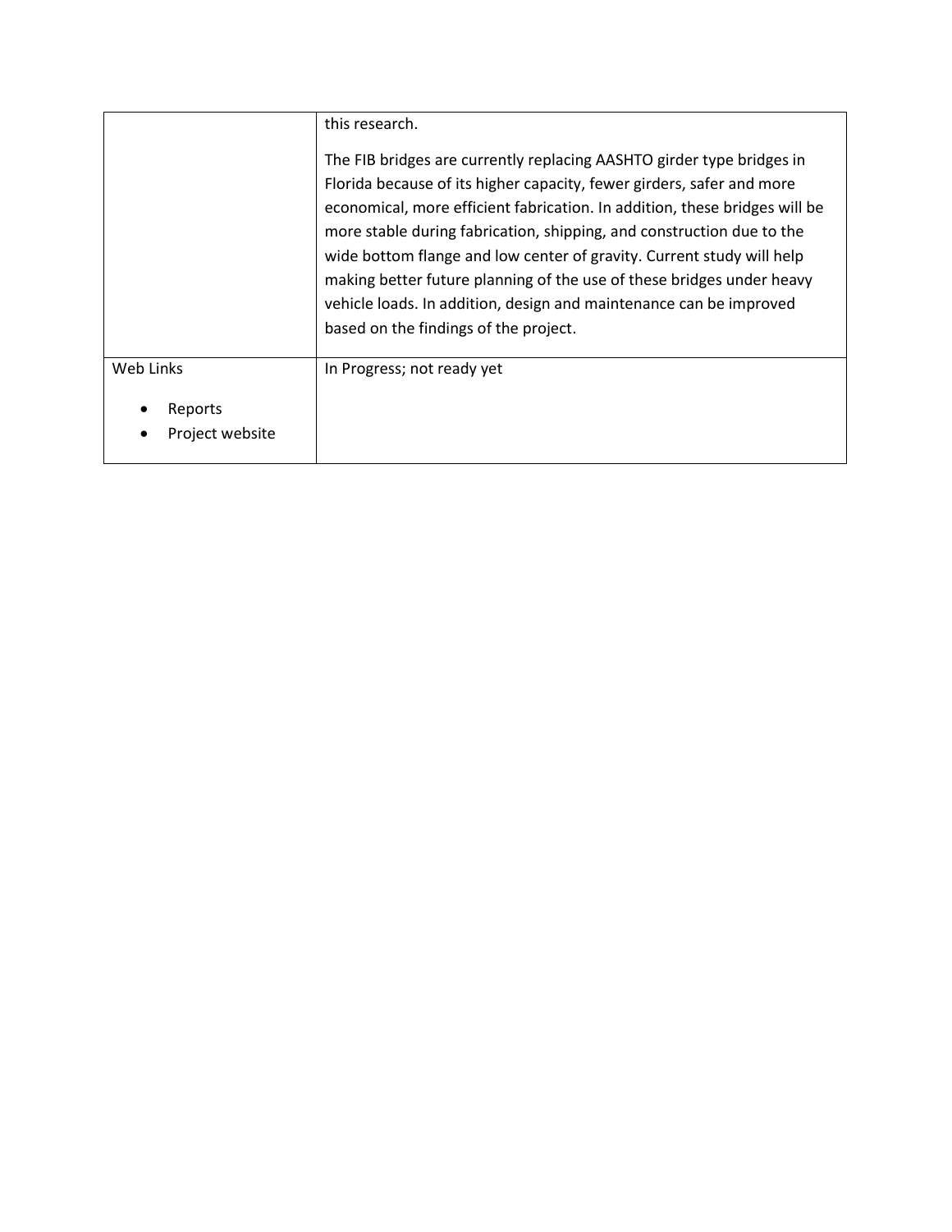| | |
|---|---|
| | this research.<br><br>The FIB bridges are currently replacing AASHTO girder type bridges in Florida because of its higher capacity, fewer girders, safer and more economical, more efficient fabrication. In addition, these bridges will be more stable during fabrication, shipping, and construction due to the wide bottom flange and low center of gravity. Current study will help making better future planning of the use of these bridges under heavy vehicle loads. In addition, design and maintenance can be improved based on the findings of the project. |
| Web Links<br><br>• Reports<br>• Project website | In Progress; not ready yet |